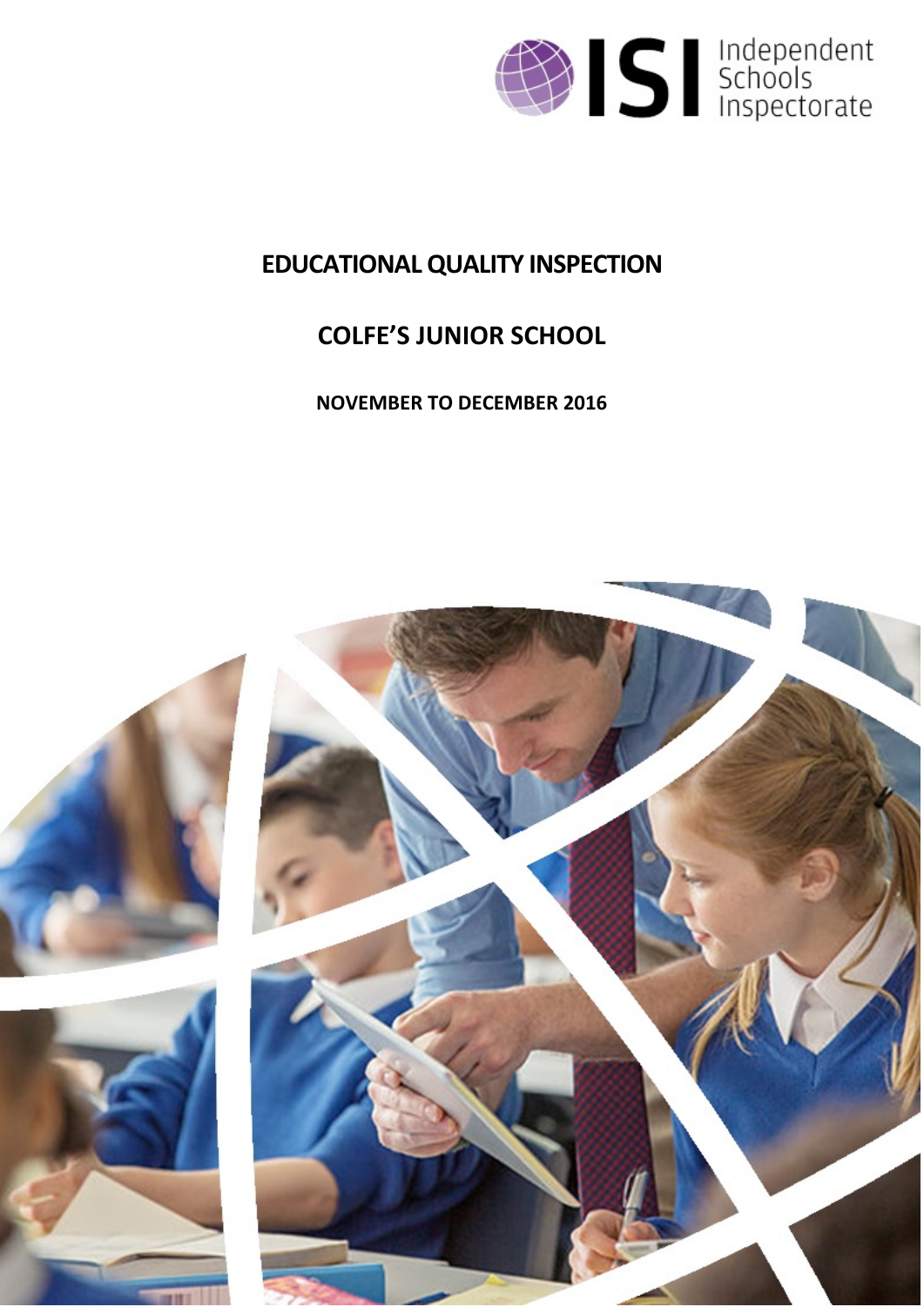Independent Schools Inspectorate

# EDUCATIONAL QUALITY INSPECTION

# COLFE'S JUNIOR SCHOOL

**NOVEMBER TO DECEMBER 2016**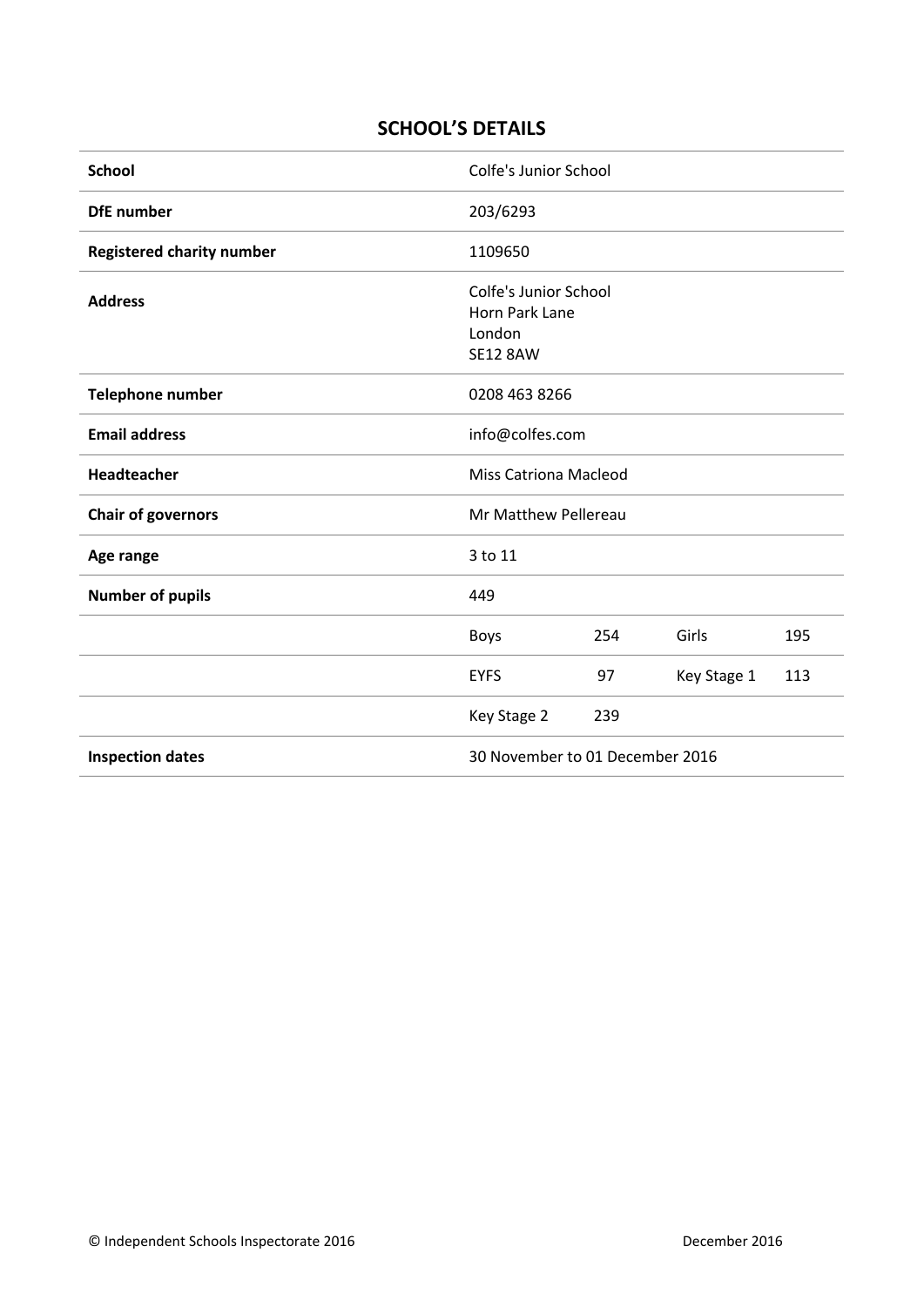## SCHOOL'S DETAILS

| | | | | |
|---|---|---|---|---|
| **School** | Colfe's Junior School | | | |
| **DfE number** | 203/6293 | | | |
| **Registered charity number** | 1109650 | | | |
| **Address** | Colfe's Junior School<br>Horn Park Lane<br>London<br>SE12 8AW | | | |
| **Telephone number** | 0208 463 8266 | | | |
| **Email address** | info@colfes.com | | | |
| **Headteacher** | Miss Catriona Macleod | | | |
| **Chair of governors** | Mr Matthew Pellereau | | | |
| **Age range** | 3 to 11 | | | |
| **Number of pupils** | 449 | | | |
| | Boys | 254 | Girls | 195 |
| | EYFS | 97 | Key Stage 1 | 113 |
| | Key Stage 2 | 239 | | |
| **Inspection dates** | 30 November to 01 December 2016 | | | |

© Independent Schools Inspectorate 2016 December 2016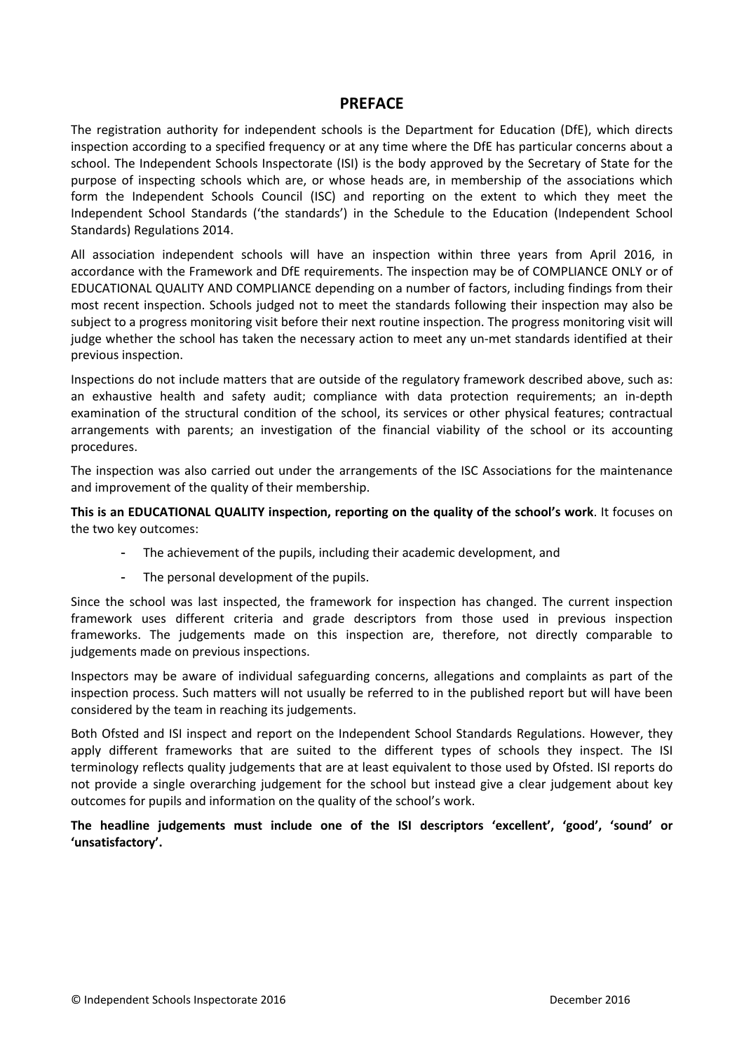## PREFACE

The registration authority for independent schools is the Department for Education (DfE), which directs inspection according to a specified frequency or at any time where the DfE has particular concerns about a school. The Independent Schools Inspectorate (ISI) is the body approved by the Secretary of State for the purpose of inspecting schools which are, or whose heads are, in membership of the associations which form the Independent Schools Council (ISC) and reporting on the extent to which they meet the Independent School Standards ('the standards') in the Schedule to the Education (Independent School Standards) Regulations 2014.

All association independent schools will have an inspection within three years from April 2016, in accordance with the Framework and DfE requirements. The inspection may be of COMPLIANCE ONLY or of EDUCATIONAL QUALITY AND COMPLIANCE depending on a number of factors, including findings from their most recent inspection. Schools judged not to meet the standards following their inspection may also be subject to a progress monitoring visit before their next routine inspection. The progress monitoring visit will judge whether the school has taken the necessary action to meet any un-met standards identified at their previous inspection.

Inspections do not include matters that are outside of the regulatory framework described above, such as: an exhaustive health and safety audit; compliance with data protection requirements; an in-depth examination of the structural condition of the school, its services or other physical features; contractual arrangements with parents; an investigation of the financial viability of the school or its accounting procedures.

The inspection was also carried out under the arrangements of the ISC Associations for the maintenance and improvement of the quality of their membership.

**This is an EDUCATIONAL QUALITY inspection, reporting on the quality of the school's work**. It focuses on the two key outcomes:

- The achievement of the pupils, including their academic development, and
- The personal development of the pupils.

Since the school was last inspected, the framework for inspection has changed. The current inspection framework uses different criteria and grade descriptors from those used in previous inspection frameworks. The judgements made on this inspection are, therefore, not directly comparable to judgements made on previous inspections.

Inspectors may be aware of individual safeguarding concerns, allegations and complaints as part of the inspection process. Such matters will not usually be referred to in the published report but will have been considered by the team in reaching its judgements.

Both Ofsted and ISI inspect and report on the Independent School Standards Regulations. However, they apply different frameworks that are suited to the different types of schools they inspect. The ISI terminology reflects quality judgements that are at least equivalent to those used by Ofsted. ISI reports do not provide a single overarching judgement for the school but instead give a clear judgement about key outcomes for pupils and information on the quality of the school's work.

**The headline judgements must include one of the ISI descriptors 'excellent', 'good', 'sound' or 'unsatisfactory'.**

© Independent Schools Inspectorate 2016 December 2016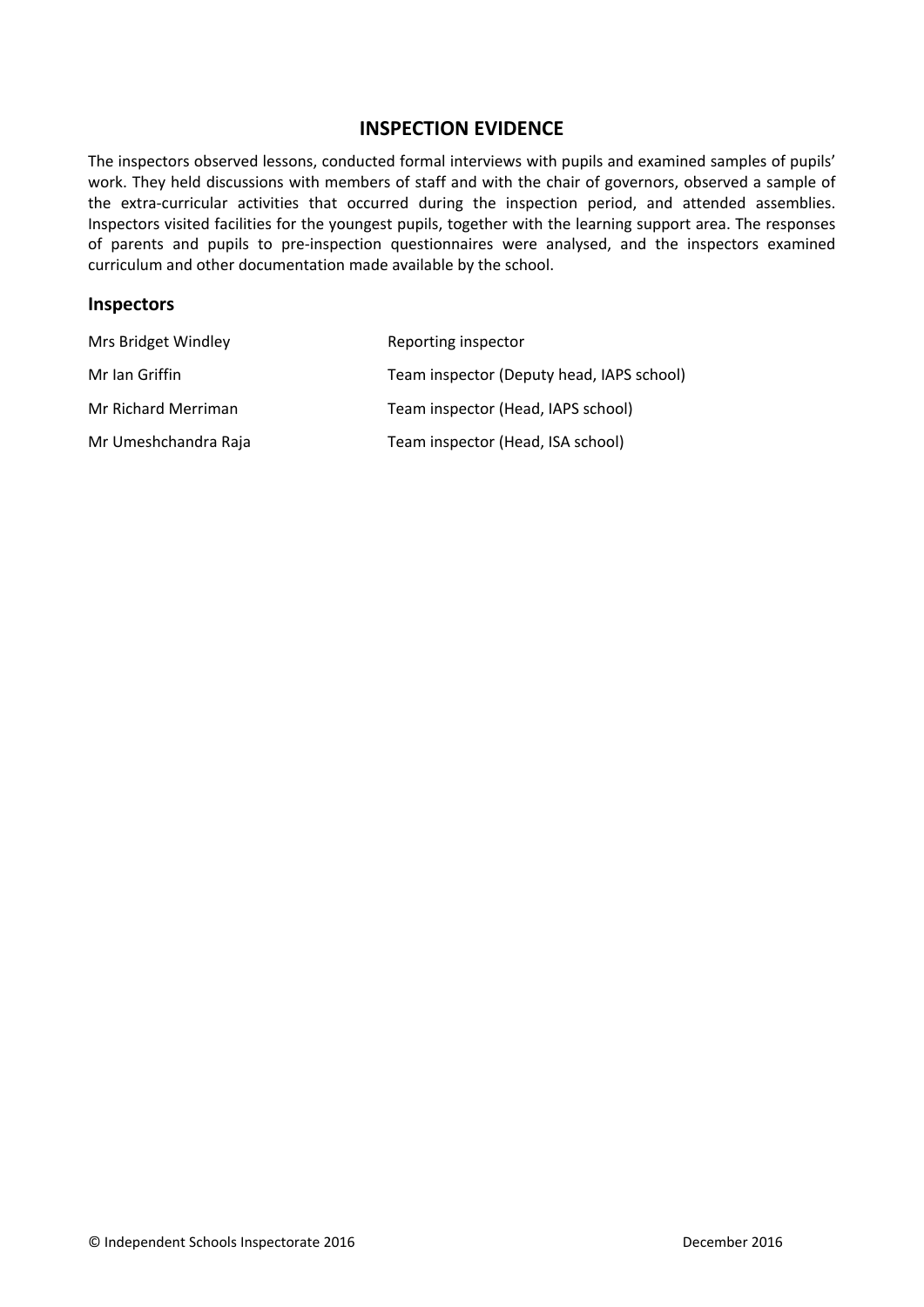## INSPECTION EVIDENCE

The inspectors observed lessons, conducted formal interviews with pupils and examined samples of pupils' work. They held discussions with members of staff and with the chair of governors, observed a sample of the extra-curricular activities that occurred during the inspection period, and attended assemblies. Inspectors visited facilities for the youngest pupils, together with the learning support area. The responses of parents and pupils to pre-inspection questionnaires were analysed, and the inspectors examined curriculum and other documentation made available by the school.

### Inspectors

| | |
|---|---|
| Mrs Bridget Windley | Reporting inspector |
| Mr Ian Griffin | Team inspector (Deputy head, IAPS school) |
| Mr Richard Merriman | Team inspector (Head, IAPS school) |
| Mr Umeshchandra Raja | Team inspector (Head, ISA school) |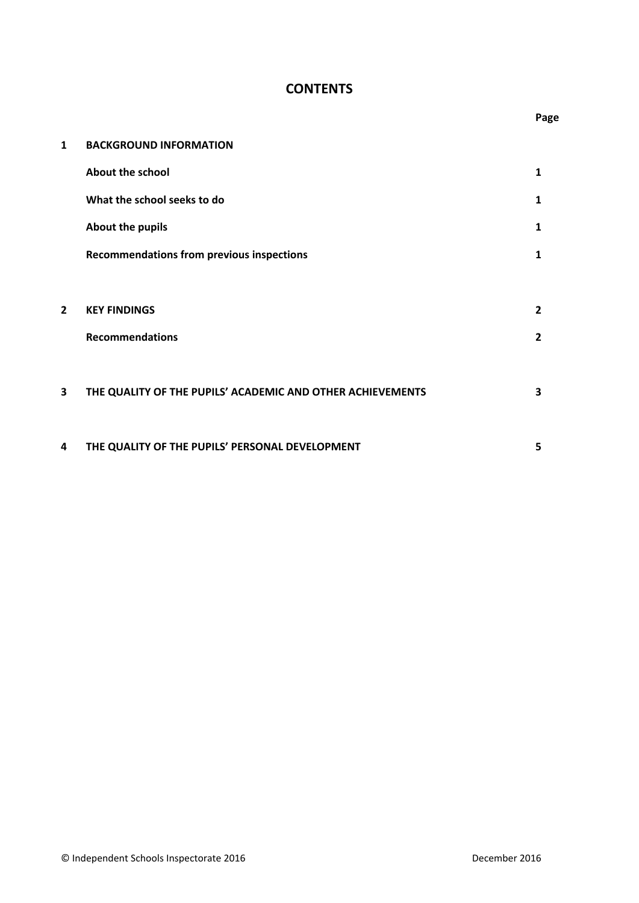# CONTENTS

| | | Page |
|---|---|---|
| **1** | **BACKGROUND INFORMATION** | |
| | **About the school** | **1** |
| | **What the school seeks to do** | **1** |
| | **About the pupils** | **1** |
| | **Recommendations from previous inspections** | **1** |
| **2** | **KEY FINDINGS** | **2** |
| | **Recommendations** | **2** |
| **3** | **THE QUALITY OF THE PUPILS' ACADEMIC AND OTHER ACHIEVEMENTS** | **3** |
| **4** | **THE QUALITY OF THE PUPILS' PERSONAL DEVELOPMENT** | **5** |

© Independent Schools Inspectorate 2016

December 2016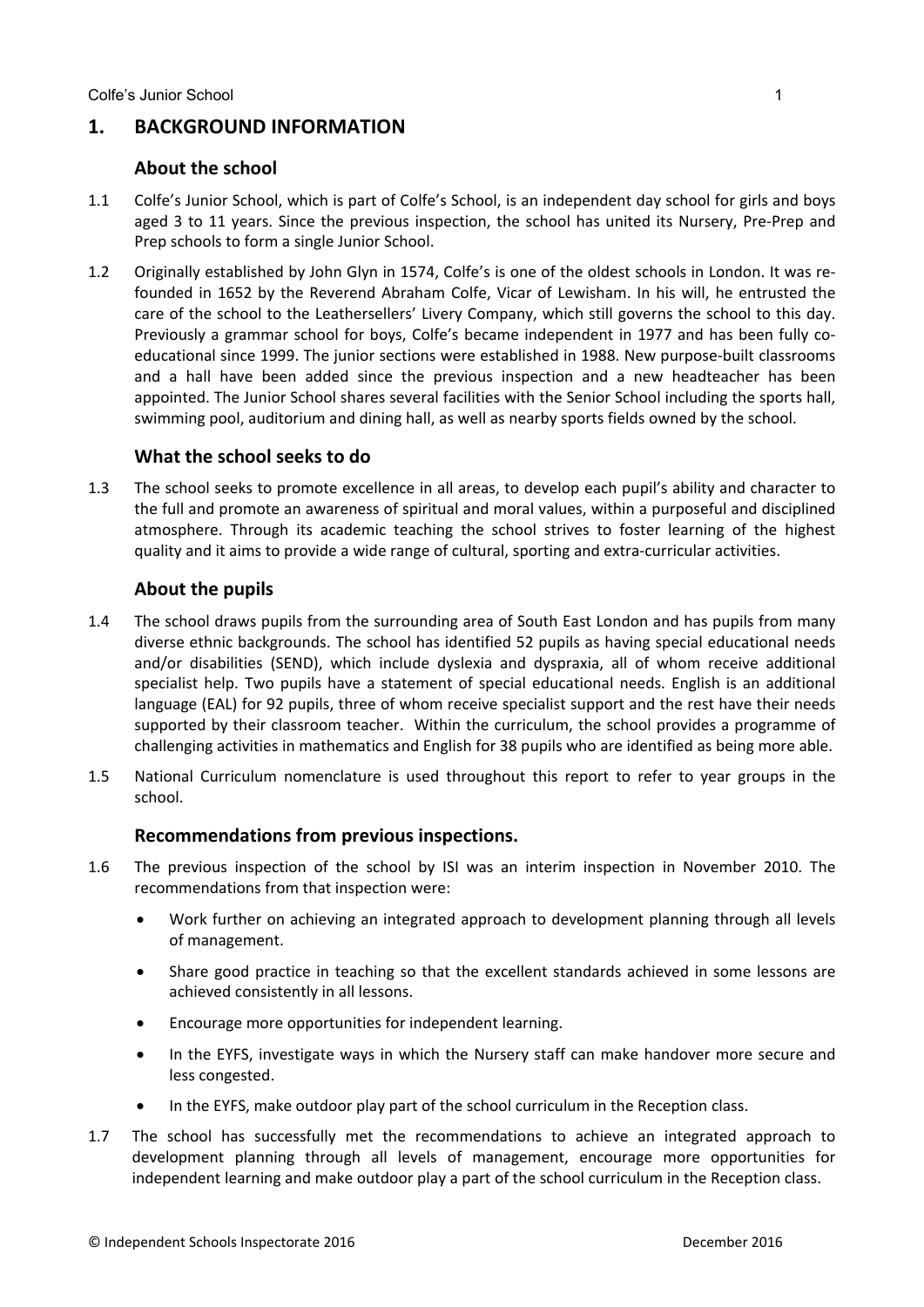## 1. BACKGROUND INFORMATION

### About the school

1.1 Colfe's Junior School, which is part of Colfe's School, is an independent day school for girls and boys aged 3 to 11 years. Since the previous inspection, the school has united its Nursery, Pre-Prep and Prep schools to form a single Junior School.

1.2 Originally established by John Glyn in 1574, Colfe's is one of the oldest schools in London. It was re-founded in 1652 by the Reverend Abraham Colfe, Vicar of Lewisham. In his will, he entrusted the care of the school to the Leathersellers' Livery Company, which still governs the school to this day. Previously a grammar school for boys, Colfe's became independent in 1977 and has been fully co-educational since 1999. The junior sections were established in 1988. New purpose-built classrooms and a hall have been added since the previous inspection and a new headteacher has been appointed. The Junior School shares several facilities with the Senior School including the sports hall, swimming pool, auditorium and dining hall, as well as nearby sports fields owned by the school.

### What the school seeks to do

1.3 The school seeks to promote excellence in all areas, to develop each pupil's ability and character to the full and promote an awareness of spiritual and moral values, within a purposeful and disciplined atmosphere. Through its academic teaching the school strives to foster learning of the highest quality and it aims to provide a wide range of cultural, sporting and extra-curricular activities.

### About the pupils

1.4 The school draws pupils from the surrounding area of South East London and has pupils from many diverse ethnic backgrounds. The school has identified 52 pupils as having special educational needs and/or disabilities (SEND), which include dyslexia and dyspraxia, all of whom receive additional specialist help. Two pupils have a statement of special educational needs. English is an additional language (EAL) for 92 pupils, three of whom receive specialist support and the rest have their needs supported by their classroom teacher. Within the curriculum, the school provides a programme of challenging activities in mathematics and English for 38 pupils who are identified as being more able.

1.5 National Curriculum nomenclature is used throughout this report to refer to year groups in the school.

### Recommendations from previous inspections.

1.6 The previous inspection of the school by ISI was an interim inspection in November 2010. The recommendations from that inspection were:

- Work further on achieving an integrated approach to development planning through all levels of management.
- Share good practice in teaching so that the excellent standards achieved in some lessons are achieved consistently in all lessons.
- Encourage more opportunities for independent learning.
- In the EYFS, investigate ways in which the Nursery staff can make handover more secure and less congested.
- In the EYFS, make outdoor play part of the school curriculum in the Reception class.

1.7 The school has successfully met the recommendations to achieve an integrated approach to development planning through all levels of management, encourage more opportunities for independent learning and make outdoor play a part of the school curriculum in the Reception class.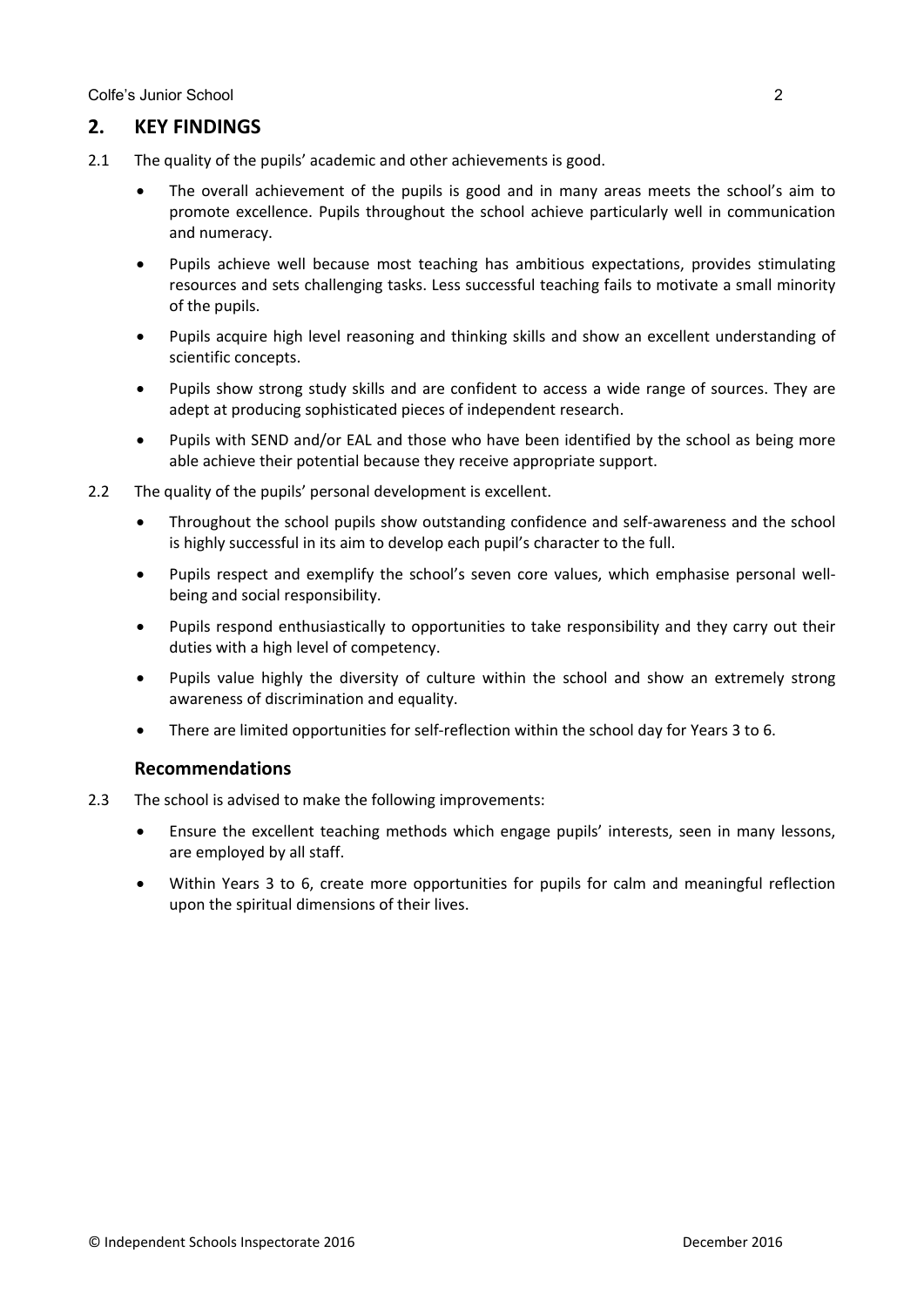## 2. KEY FINDINGS

2.1 The quality of the pupils' academic and other achievements is good.

- The overall achievement of the pupils is good and in many areas meets the school's aim to promote excellence. Pupils throughout the school achieve particularly well in communication and numeracy.
- Pupils achieve well because most teaching has ambitious expectations, provides stimulating resources and sets challenging tasks. Less successful teaching fails to motivate a small minority of the pupils.
- Pupils acquire high level reasoning and thinking skills and show an excellent understanding of scientific concepts.
- Pupils show strong study skills and are confident to access a wide range of sources. They are adept at producing sophisticated pieces of independent research.
- Pupils with SEND and/or EAL and those who have been identified by the school as being more able achieve their potential because they receive appropriate support.

2.2 The quality of the pupils' personal development is excellent.

- Throughout the school pupils show outstanding confidence and self-awareness and the school is highly successful in its aim to develop each pupil's character to the full.
- Pupils respect and exemplify the school's seven core values, which emphasise personal well-being and social responsibility.
- Pupils respond enthusiastically to opportunities to take responsibility and they carry out their duties with a high level of competency.
- Pupils value highly the diversity of culture within the school and show an extremely strong awareness of discrimination and equality.
- There are limited opportunities for self-reflection within the school day for Years 3 to 6.

### Recommendations

2.3 The school is advised to make the following improvements:

- Ensure the excellent teaching methods which engage pupils' interests, seen in many lessons, are employed by all staff.
- Within Years 3 to 6, create more opportunities for pupils for calm and meaningful reflection upon the spiritual dimensions of their lives.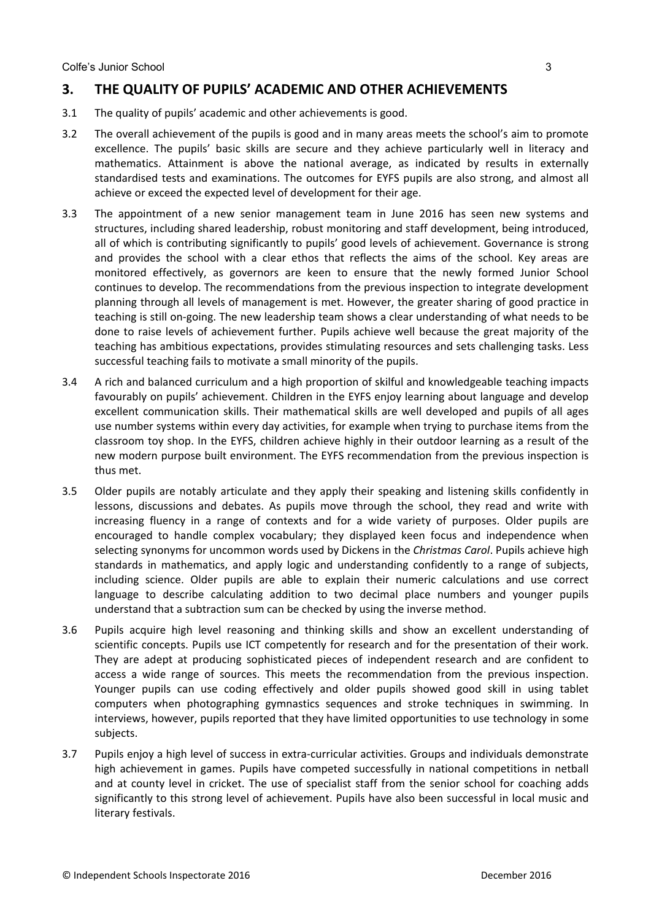## 3. THE QUALITY OF PUPILS' ACADEMIC AND OTHER ACHIEVEMENTS

3.1 The quality of pupils' academic and other achievements is good.

3.2 The overall achievement of the pupils is good and in many areas meets the school's aim to promote excellence. The pupils' basic skills are secure and they achieve particularly well in literacy and mathematics. Attainment is above the national average, as indicated by results in externally standardised tests and examinations. The outcomes for EYFS pupils are also strong, and almost all achieve or exceed the expected level of development for their age.

3.3 The appointment of a new senior management team in June 2016 has seen new systems and structures, including shared leadership, robust monitoring and staff development, being introduced, all of which is contributing significantly to pupils' good levels of achievement. Governance is strong and provides the school with a clear ethos that reflects the aims of the school. Key areas are monitored effectively, as governors are keen to ensure that the newly formed Junior School continues to develop. The recommendations from the previous inspection to integrate development planning through all levels of management is met. However, the greater sharing of good practice in teaching is still on-going. The new leadership team shows a clear understanding of what needs to be done to raise levels of achievement further. Pupils achieve well because the great majority of the teaching has ambitious expectations, provides stimulating resources and sets challenging tasks. Less successful teaching fails to motivate a small minority of the pupils.

3.4 A rich and balanced curriculum and a high proportion of skilful and knowledgeable teaching impacts favourably on pupils' achievement. Children in the EYFS enjoy learning about language and develop excellent communication skills. Their mathematical skills are well developed and pupils of all ages use number systems within every day activities, for example when trying to purchase items from the classroom toy shop. In the EYFS, children achieve highly in their outdoor learning as a result of the new modern purpose built environment. The EYFS recommendation from the previous inspection is thus met.

3.5 Older pupils are notably articulate and they apply their speaking and listening skills confidently in lessons, discussions and debates. As pupils move through the school, they read and write with increasing fluency in a range of contexts and for a wide variety of purposes. Older pupils are encouraged to handle complex vocabulary; they displayed keen focus and independence when selecting synonyms for uncommon words used by Dickens in the *Christmas Carol*. Pupils achieve high standards in mathematics, and apply logic and understanding confidently to a range of subjects, including science. Older pupils are able to explain their numeric calculations and use correct language to describe calculating addition to two decimal place numbers and younger pupils understand that a subtraction sum can be checked by using the inverse method.

3.6 Pupils acquire high level reasoning and thinking skills and show an excellent understanding of scientific concepts. Pupils use ICT competently for research and for the presentation of their work. They are adept at producing sophisticated pieces of independent research and are confident to access a wide range of sources. This meets the recommendation from the previous inspection. Younger pupils can use coding effectively and older pupils showed good skill in using tablet computers when photographing gymnastics sequences and stroke techniques in swimming. In interviews, however, pupils reported that they have limited opportunities to use technology in some subjects.

3.7 Pupils enjoy a high level of success in extra-curricular activities. Groups and individuals demonstrate high achievement in games. Pupils have competed successfully in national competitions in netball and at county level in cricket. The use of specialist staff from the senior school for coaching adds significantly to this strong level of achievement. Pupils have also been successful in local music and literary festivals.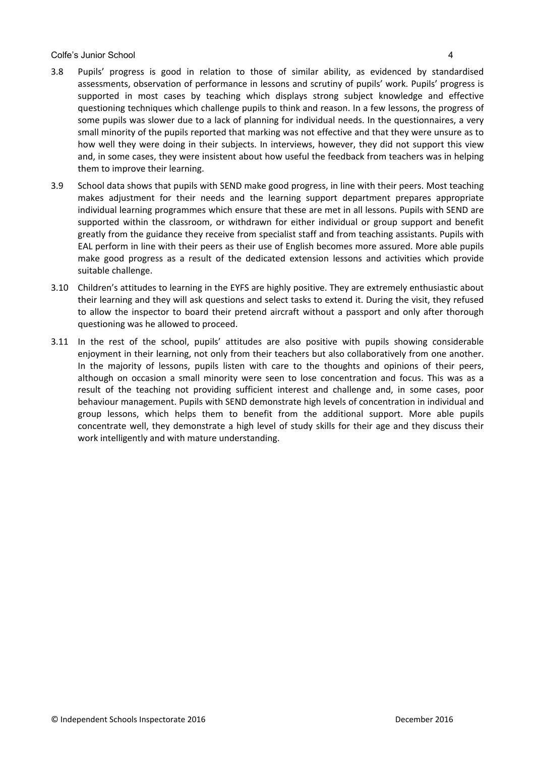3.8 Pupils' progress is good in relation to those of similar ability, as evidenced by standardised assessments, observation of performance in lessons and scrutiny of pupils' work. Pupils' progress is supported in most cases by teaching which displays strong subject knowledge and effective questioning techniques which challenge pupils to think and reason. In a few lessons, the progress of some pupils was slower due to a lack of planning for individual needs. In the questionnaires, a very small minority of the pupils reported that marking was not effective and that they were unsure as to how well they were doing in their subjects. In interviews, however, they did not support this view and, in some cases, they were insistent about how useful the feedback from teachers was in helping them to improve their learning.

3.9 School data shows that pupils with SEND make good progress, in line with their peers. Most teaching makes adjustment for their needs and the learning support department prepares appropriate individual learning programmes which ensure that these are met in all lessons. Pupils with SEND are supported within the classroom, or withdrawn for either individual or group support and benefit greatly from the guidance they receive from specialist staff and from teaching assistants. Pupils with EAL perform in line with their peers as their use of English becomes more assured. More able pupils make good progress as a result of the dedicated extension lessons and activities which provide suitable challenge.

3.10 Children's attitudes to learning in the EYFS are highly positive. They are extremely enthusiastic about their learning and they will ask questions and select tasks to extend it. During the visit, they refused to allow the inspector to board their pretend aircraft without a passport and only after thorough questioning was he allowed to proceed.

3.11 In the rest of the school, pupils' attitudes are also positive with pupils showing considerable enjoyment in their learning, not only from their teachers but also collaboratively from one another. In the majority of lessons, pupils listen with care to the thoughts and opinions of their peers, although on occasion a small minority were seen to lose concentration and focus. This was as a result of the teaching not providing sufficient interest and challenge and, in some cases, poor behaviour management. Pupils with SEND demonstrate high levels of concentration in individual and group lessons, which helps them to benefit from the additional support. More able pupils concentrate well, they demonstrate a high level of study skills for their age and they discuss their work intelligently and with mature understanding.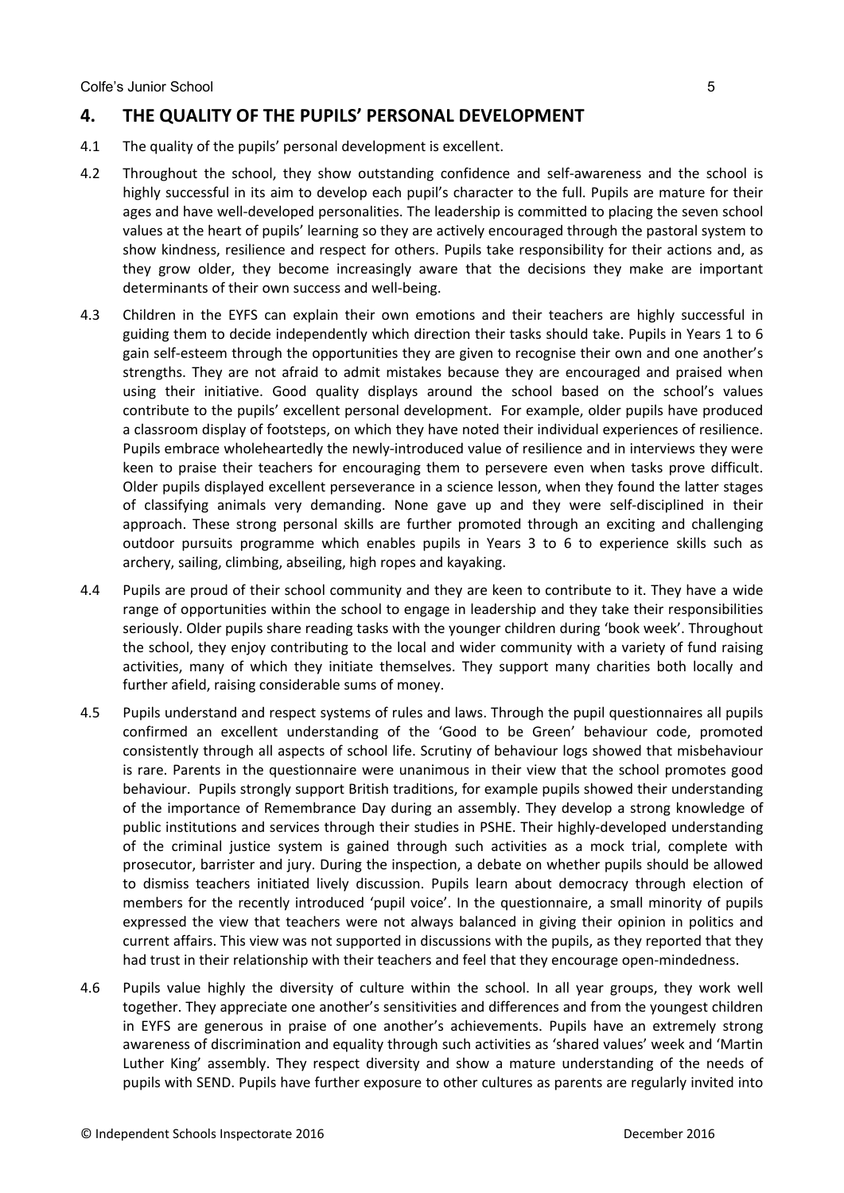## 4. THE QUALITY OF THE PUPILS' PERSONAL DEVELOPMENT

4.1 The quality of the pupils' personal development is excellent.

4.2 Throughout the school, they show outstanding confidence and self-awareness and the school is highly successful in its aim to develop each pupil's character to the full. Pupils are mature for their ages and have well-developed personalities. The leadership is committed to placing the seven school values at the heart of pupils' learning so they are actively encouraged through the pastoral system to show kindness, resilience and respect for others. Pupils take responsibility for their actions and, as they grow older, they become increasingly aware that the decisions they make are important determinants of their own success and well-being.

4.3 Children in the EYFS can explain their own emotions and their teachers are highly successful in guiding them to decide independently which direction their tasks should take. Pupils in Years 1 to 6 gain self-esteem through the opportunities they are given to recognise their own and one another's strengths. They are not afraid to admit mistakes because they are encouraged and praised when using their initiative. Good quality displays around the school based on the school's values contribute to the pupils' excellent personal development. For example, older pupils have produced a classroom display of footsteps, on which they have noted their individual experiences of resilience. Pupils embrace wholeheartedly the newly-introduced value of resilience and in interviews they were keen to praise their teachers for encouraging them to persevere even when tasks prove difficult. Older pupils displayed excellent perseverance in a science lesson, when they found the latter stages of classifying animals very demanding. None gave up and they were self-disciplined in their approach. These strong personal skills are further promoted through an exciting and challenging outdoor pursuits programme which enables pupils in Years 3 to 6 to experience skills such as archery, sailing, climbing, abseiling, high ropes and kayaking.

4.4 Pupils are proud of their school community and they are keen to contribute to it. They have a wide range of opportunities within the school to engage in leadership and they take their responsibilities seriously. Older pupils share reading tasks with the younger children during 'book week'. Throughout the school, they enjoy contributing to the local and wider community with a variety of fund raising activities, many of which they initiate themselves. They support many charities both locally and further afield, raising considerable sums of money.

4.5 Pupils understand and respect systems of rules and laws. Through the pupil questionnaires all pupils confirmed an excellent understanding of the 'Good to be Green' behaviour code, promoted consistently through all aspects of school life. Scrutiny of behaviour logs showed that misbehaviour is rare. Parents in the questionnaire were unanimous in their view that the school promotes good behaviour. Pupils strongly support British traditions, for example pupils showed their understanding of the importance of Remembrance Day during an assembly. They develop a strong knowledge of public institutions and services through their studies in PSHE. Their highly-developed understanding of the criminal justice system is gained through such activities as a mock trial, complete with prosecutor, barrister and jury. During the inspection, a debate on whether pupils should be allowed to dismiss teachers initiated lively discussion. Pupils learn about democracy through election of members for the recently introduced 'pupil voice'. In the questionnaire, a small minority of pupils expressed the view that teachers were not always balanced in giving their opinion in politics and current affairs. This view was not supported in discussions with the pupils, as they reported that they had trust in their relationship with their teachers and feel that they encourage open-mindedness.

4.6 Pupils value highly the diversity of culture within the school. In all year groups, they work well together. They appreciate one another's sensitivities and differences and from the youngest children in EYFS are generous in praise of one another's achievements. Pupils have an extremely strong awareness of discrimination and equality through such activities as 'shared values' week and 'Martin Luther King' assembly. They respect diversity and show a mature understanding of the needs of pupils with SEND. Pupils have further exposure to other cultures as parents are regularly invited into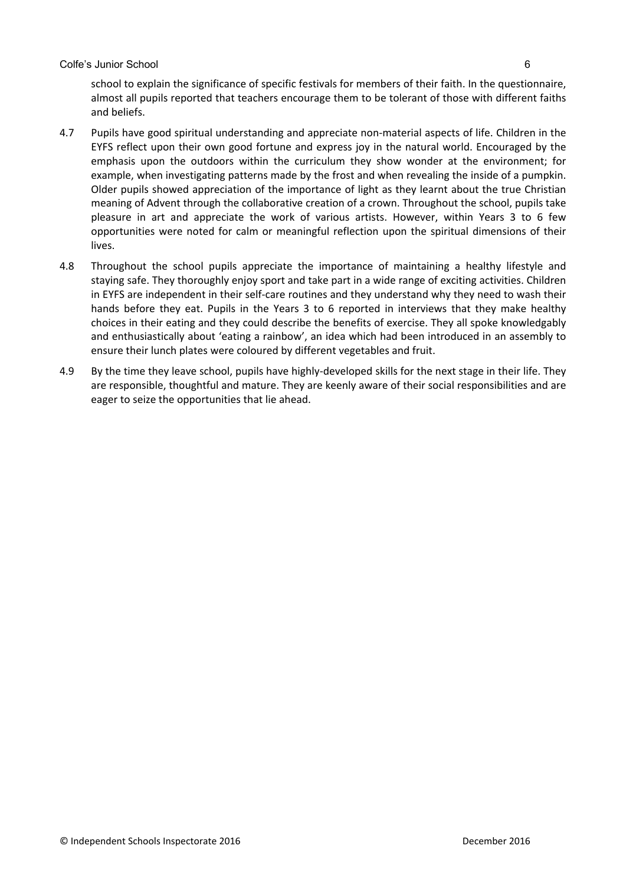school to explain the significance of specific festivals for members of their faith. In the questionnaire, almost all pupils reported that teachers encourage them to be tolerant of those with different faiths and beliefs.

4.7 Pupils have good spiritual understanding and appreciate non-material aspects of life. Children in the EYFS reflect upon their own good fortune and express joy in the natural world. Encouraged by the emphasis upon the outdoors within the curriculum they show wonder at the environment; for example, when investigating patterns made by the frost and when revealing the inside of a pumpkin. Older pupils showed appreciation of the importance of light as they learnt about the true Christian meaning of Advent through the collaborative creation of a crown. Throughout the school, pupils take pleasure in art and appreciate the work of various artists. However, within Years 3 to 6 few opportunities were noted for calm or meaningful reflection upon the spiritual dimensions of their lives.

4.8 Throughout the school pupils appreciate the importance of maintaining a healthy lifestyle and staying safe. They thoroughly enjoy sport and take part in a wide range of exciting activities. Children in EYFS are independent in their self-care routines and they understand why they need to wash their hands before they eat. Pupils in the Years 3 to 6 reported in interviews that they make healthy choices in their eating and they could describe the benefits of exercise. They all spoke knowledgably and enthusiastically about 'eating a rainbow', an idea which had been introduced in an assembly to ensure their lunch plates were coloured by different vegetables and fruit.

4.9 By the time they leave school, pupils have highly-developed skills for the next stage in their life. They are responsible, thoughtful and mature. They are keenly aware of their social responsibilities and are eager to seize the opportunities that lie ahead.